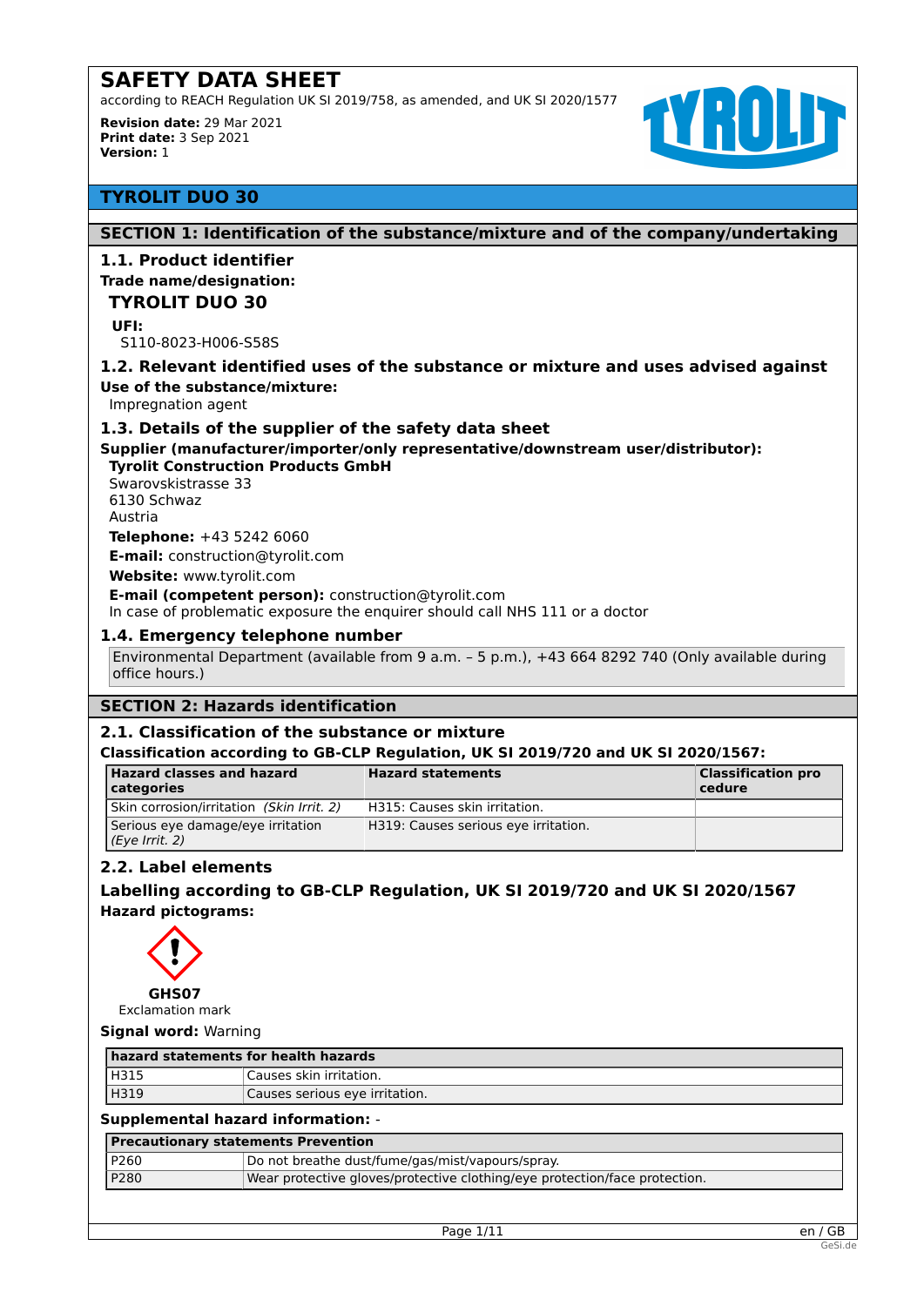# SAFETY DATA SHEET

according to REACH Regulation UK SI 2019/758, as amended, and UK SI 2020/1577

**Revision date:** 29 Mar 2021
**Print date:** 3 Sep 2021
**Version:** 1

## TYROLIT DUO 30

## SECTION 1: Identification of the substance/mixture and of the company/undertaking

### 1.1. Product identifier

**Trade name/designation:**

**TYROLIT DUO 30**

**UFI:**
S110-8023-H006-S58S

### 1.2. Relevant identified uses of the substance or mixture and uses advised against

**Use of the substance/mixture:**
Impregnation agent

### 1.3. Details of the supplier of the safety data sheet

**Supplier (manufacturer/importer/only representative/downstream user/distributor):**
**Tyrolit Construction Products GmbH**
Swarovskistrasse 33
6130 Schwaz
Austria

**Telephone:** +43 5242 6060

**E-mail:** construction@tyrolit.com

**Website:** www.tyrolit.com

**E-mail (competent person):** construction@tyrolit.com
In case of problematic exposure the enquirer should call NHS 111 or a doctor

### 1.4. Emergency telephone number

Environmental Department (available from 9 a.m. – 5 p.m.), +43 664 8292 740 (Only available during office hours.)

## SECTION 2: Hazards identification

### 2.1. Classification of the substance or mixture

**Classification according to GB-CLP Regulation, UK SI 2019/720 and UK SI 2020/1567:**

| Hazard classes and hazard categories | Hazard statements | Classification procedure |
|---|---|---|
| Skin corrosion/irritation *(Skin Irrit. 2)* | H315: Causes skin irritation. | |
| Serious eye damage/eye irritation *(Eye Irrit. 2)* | H319: Causes serious eye irritation. | |

### 2.2. Label elements

**Labelling according to GB-CLP Regulation, UK SI 2019/720 and UK SI 2020/1567**

**Hazard pictograms:**

**GHS07**
Exclamation mark

**Signal word:** Warning

| hazard statements for health hazards | |
|---|---|
| H315 | Causes skin irritation. |
| H319 | Causes serious eye irritation. |

**Supplemental hazard information:** -

| Precautionary statements Prevention | |
|---|---|
| P260 | Do not breathe dust/fume/gas/mist/vapours/spray. |
| P280 | Wear protective gloves/protective clothing/eye protection/face protection. |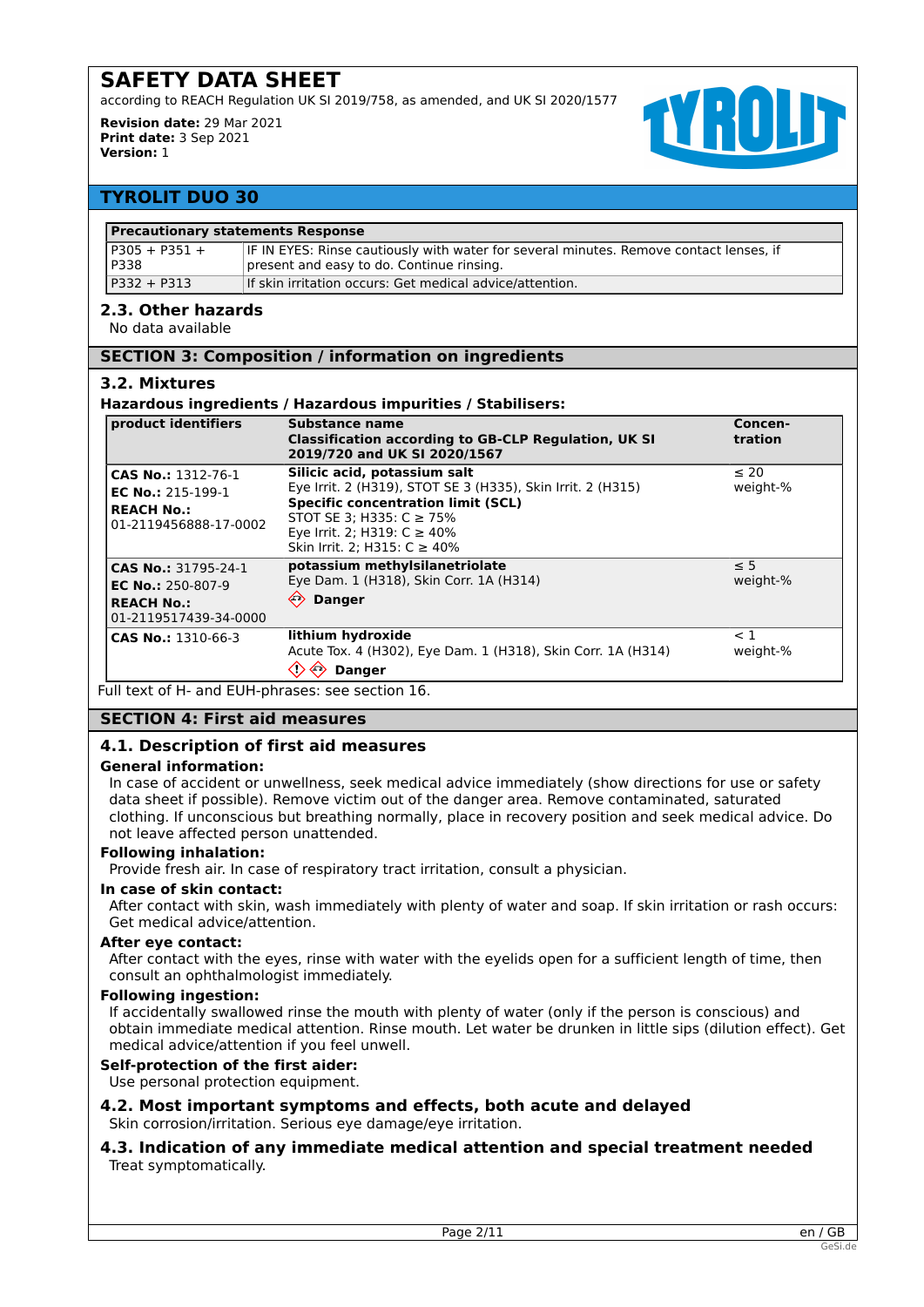## TYROLIT DUO 30

| Precautionary statements Response | |
|---|---|
| P305 + P351 + P338 | IF IN EYES: Rinse cautiously with water for several minutes. Remove contact lenses, if present and easy to do. Continue rinsing. |
| P332 + P313 | If skin irritation occurs: Get medical advice/attention. |

### 2.3. Other hazards

No data available

## SECTION 3: Composition / information on ingredients

### 3.2. Mixtures

**Hazardous ingredients / Hazardous impurities / Stabilisers:**

| product identifiers | Substance name<br>Classification according to GB-CLP Regulation, UK SI 2019/720 and UK SI 2020/1567 | Concen-tration |
|---|---|---|
| **CAS No.:** 1312-76-1<br>**EC No.:** 215-199-1<br>**REACH No.:** 01-2119456888-17-0002 | **Silicic acid, potassium salt**<br>Eye Irrit. 2 (H319), STOT SE 3 (H335), Skin Irrit. 2 (H315)<br>**Specific concentration limit (SCL)**<br>STOT SE 3; H335: C ≥ 75%<br>Eye Irrit. 2; H319: C ≥ 40%<br>Skin Irrit. 2; H315: C ≥ 40% | ≤ 20 weight-% |
| **CAS No.:** 31795-24-1<br>**EC No.:** 250-807-9<br>**REACH No.:** 01-2119517439-34-0000 | **potassium methylsilanetriolate**<br>Eye Dam. 1 (H318), Skin Corr. 1A (H314)<br>**Danger** | ≤ 5 weight-% |
| **CAS No.:** 1310-66-3 | **lithium hydroxide**<br>Acute Tox. 4 (H302), Eye Dam. 1 (H318), Skin Corr. 1A (H314)<br>**Danger** | < 1 weight-% |

Full text of H- and EUH-phrases: see section 16.

## SECTION 4: First aid measures

### 4.1. Description of first aid measures

**General information:**

In case of accident or unwellness, seek medical advice immediately (show directions for use or safety data sheet if possible). Remove victim out of the danger area. Remove contaminated, saturated clothing. If unconscious but breathing normally, place in recovery position and seek medical advice. Do not leave affected person unattended.

**Following inhalation:**

Provide fresh air. In case of respiratory tract irritation, consult a physician.

**In case of skin contact:**

After contact with skin, wash immediately with plenty of water and soap. If skin irritation or rash occurs: Get medical advice/attention.

**After eye contact:**

After contact with the eyes, rinse with water with the eyelids open for a sufficient length of time, then consult an ophthalmologist immediately.

**Following ingestion:**

If accidentally swallowed rinse the mouth with plenty of water (only if the person is conscious) and obtain immediate medical attention. Rinse mouth. Let water be drunken in little sips (dilution effect). Get medical advice/attention if you feel unwell.

**Self-protection of the first aider:**

Use personal protection equipment.

### 4.2. Most important symptoms and effects, both acute and delayed

Skin corrosion/irritation. Serious eye damage/eye irritation.

### 4.3. Indication of any immediate medical attention and special treatment needed

Treat symptomatically.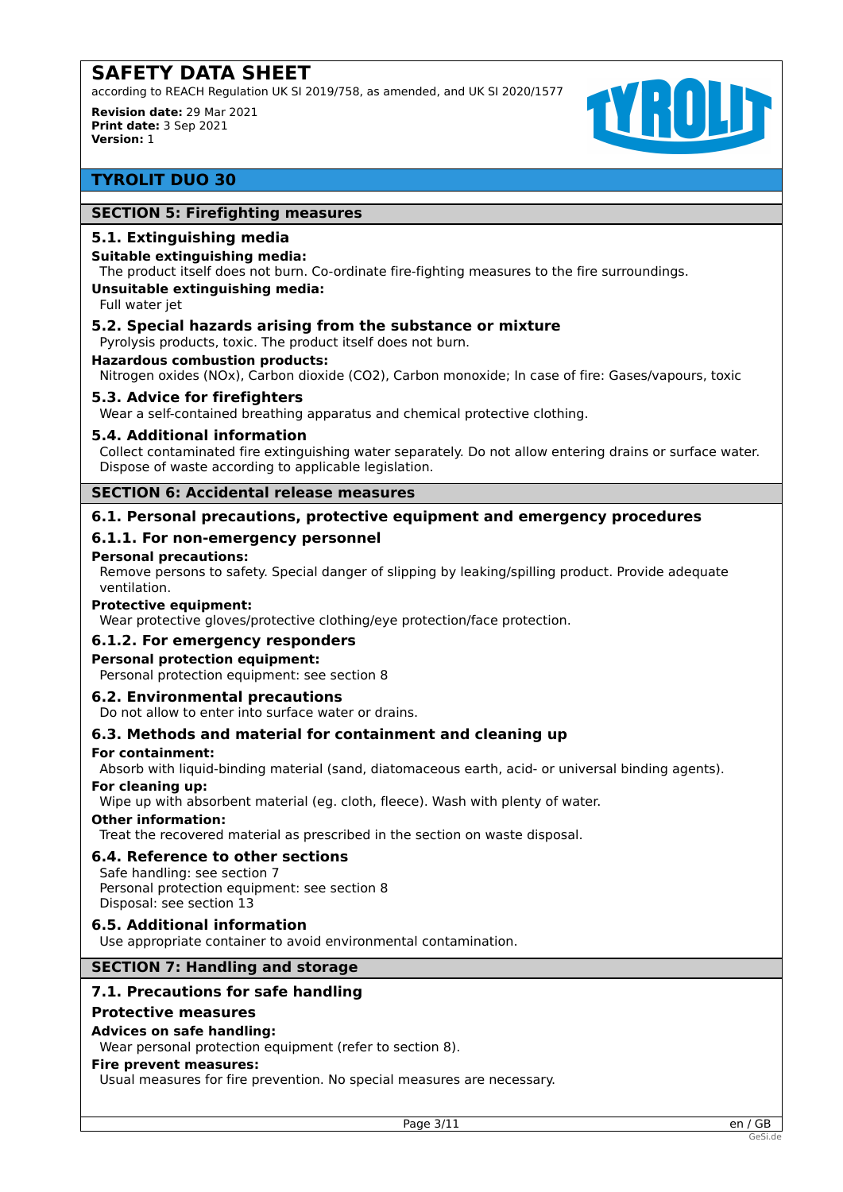## SECTION 5: Firefighting measures

### 5.1. Extinguishing media

**Suitable extinguishing media:**

The product itself does not burn. Co-ordinate fire-fighting measures to the fire surroundings.

**Unsuitable extinguishing media:**

Full water jet

### 5.2. Special hazards arising from the substance or mixture

Pyrolysis products, toxic. The product itself does not burn.

**Hazardous combustion products:**

Nitrogen oxides (NOx), Carbon dioxide ($CO_2$), Carbon monoxide; In case of fire: Gases/vapours, toxic

### 5.3. Advice for firefighters

Wear a self-contained breathing apparatus and chemical protective clothing.

### 5.4. Additional information

Collect contaminated fire extinguishing water separately. Do not allow entering drains or surface water. Dispose of waste according to applicable legislation.

## SECTION 6: Accidental release measures

### 6.1. Personal precautions, protective equipment and emergency procedures

#### 6.1.1. For non-emergency personnel

**Personal precautions:**

Remove persons to safety. Special danger of slipping by leaking/spilling product. Provide adequate ventilation.

**Protective equipment:**

Wear protective gloves/protective clothing/eye protection/face protection.

#### 6.1.2. For emergency responders

**Personal protection equipment:**

Personal protection equipment: see section 8

### 6.2. Environmental precautions

Do not allow to enter into surface water or drains.

### 6.3. Methods and material for containment and cleaning up

**For containment:**

Absorb with liquid-binding material (sand, diatomaceous earth, acid- or universal binding agents).

**For cleaning up:**

Wipe up with absorbent material (eg. cloth, fleece). Wash with plenty of water.

**Other information:**

Treat the recovered material as prescribed in the section on waste disposal.

### 6.4. Reference to other sections

Safe handling: see section 7
Personal protection equipment: see section 8
Disposal: see section 13

### 6.5. Additional information

Use appropriate container to avoid environmental contamination.

## SECTION 7: Handling and storage

### 7.1. Precautions for safe handling

**Protective measures**

**Advices on safe handling:**

Wear personal protection equipment (refer to section 8).

**Fire prevent measures:**

Usual measures for fire prevention. No special measures are necessary.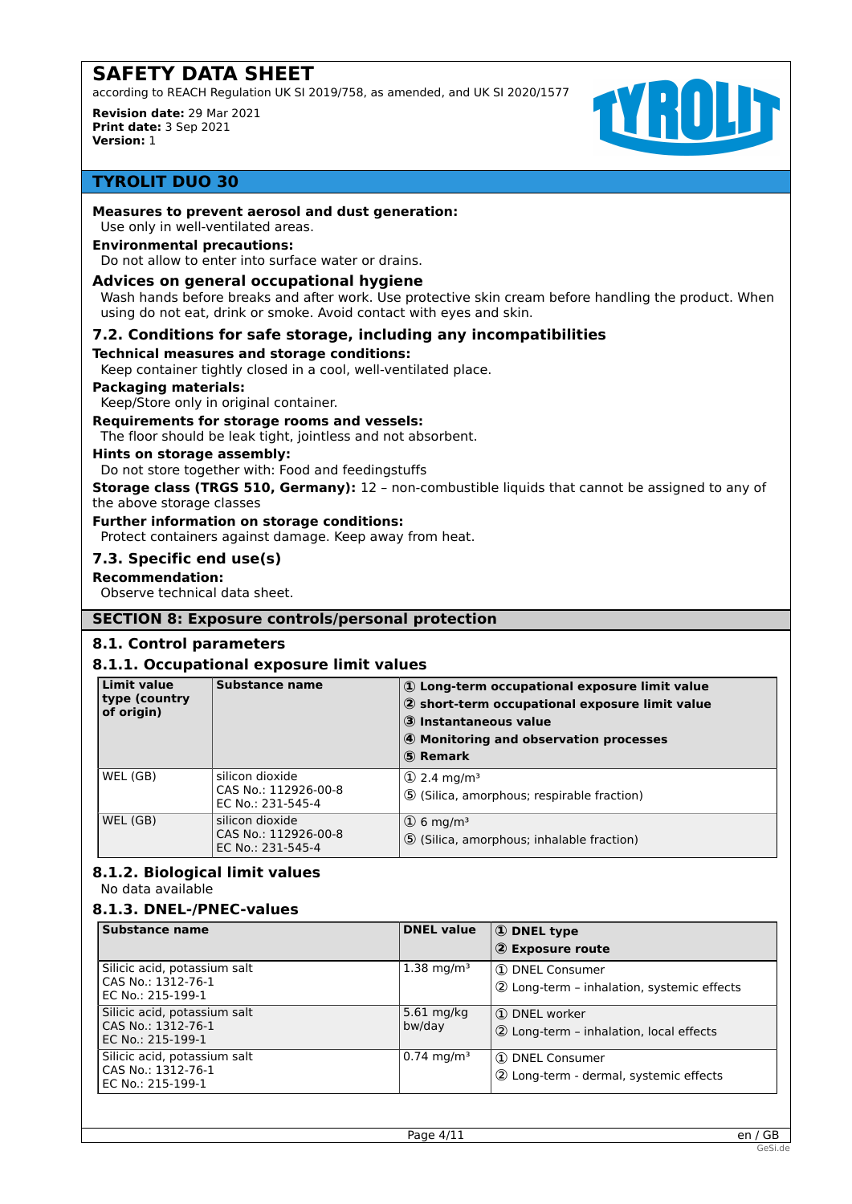# SAFETY DATA SHEET

according to REACH Regulation UK SI 2019/758, as amended, and UK SI 2020/1577

**Revision date:** 29 Mar 2021
**Print date:** 3 Sep 2021
**Version:** 1

## TYROLIT DUO 30

**Measures to prevent aerosol and dust generation:**
Use only in well-ventilated areas.

**Environmental precautions:**
Do not allow to enter into surface water or drains.

### Advices on general occupational hygiene

Wash hands before breaks and after work. Use protective skin cream before handling the product. When using do not eat, drink or smoke. Avoid contact with eyes and skin.

### 7.2. Conditions for safe storage, including any incompatibilities

**Technical measures and storage conditions:**
Keep container tightly closed in a cool, well-ventilated place.

**Packaging materials:**
Keep/Store only in original container.

**Requirements for storage rooms and vessels:**
The floor should be leak tight, jointless and not absorbent.

**Hints on storage assembly:**
Do not store together with: Food and feedingstuffs

**Storage class (TRGS 510, Germany):** 12 – non-combustible liquids that cannot be assigned to any of the above storage classes

**Further information on storage conditions:**
Protect containers against damage. Keep away from heat.

### 7.3. Specific end use(s)

**Recommendation:**
Observe technical data sheet.

## SECTION 8: Exposure controls/personal protection

### 8.1. Control parameters

#### 8.1.1. Occupational exposure limit values

| Limit value type (country of origin) | Substance name | ① Long-term occupational exposure limit value ② short-term occupational exposure limit value ③ Instantaneous value ④ Monitoring and observation processes ⑤ Remark |
|---|---|---|
| WEL (GB) | silicon dioxide CAS No.: 112926-00-8 EC No.: 231-545-4 | ① 2.4 mg/m³ ⑤ (Silica, amorphous; respirable fraction) |
| WEL (GB) | silicon dioxide CAS No.: 112926-00-8 EC No.: 231-545-4 | ① 6 mg/m³ ⑤ (Silica, amorphous; inhalable fraction) |

#### 8.1.2. Biological limit values

No data available

#### 8.1.3. DNEL-/PNEC-values

| Substance name | DNEL value | ① DNEL type ② Exposure route |
|---|---|---|
| Silicic acid, potassium salt CAS No.: 1312-76-1 EC No.: 215-199-1 | 1.38 mg/m³ | ① DNEL Consumer ② Long-term – inhalation, systemic effects |
| Silicic acid, potassium salt CAS No.: 1312-76-1 EC No.: 215-199-1 | 5.61 mg/kg bw/day | ① DNEL worker ② Long-term – inhalation, local effects |
| Silicic acid, potassium salt CAS No.: 1312-76-1 EC No.: 215-199-1 | 0.74 mg/m³ | ① DNEL Consumer ② Long-term - dermal, systemic effects |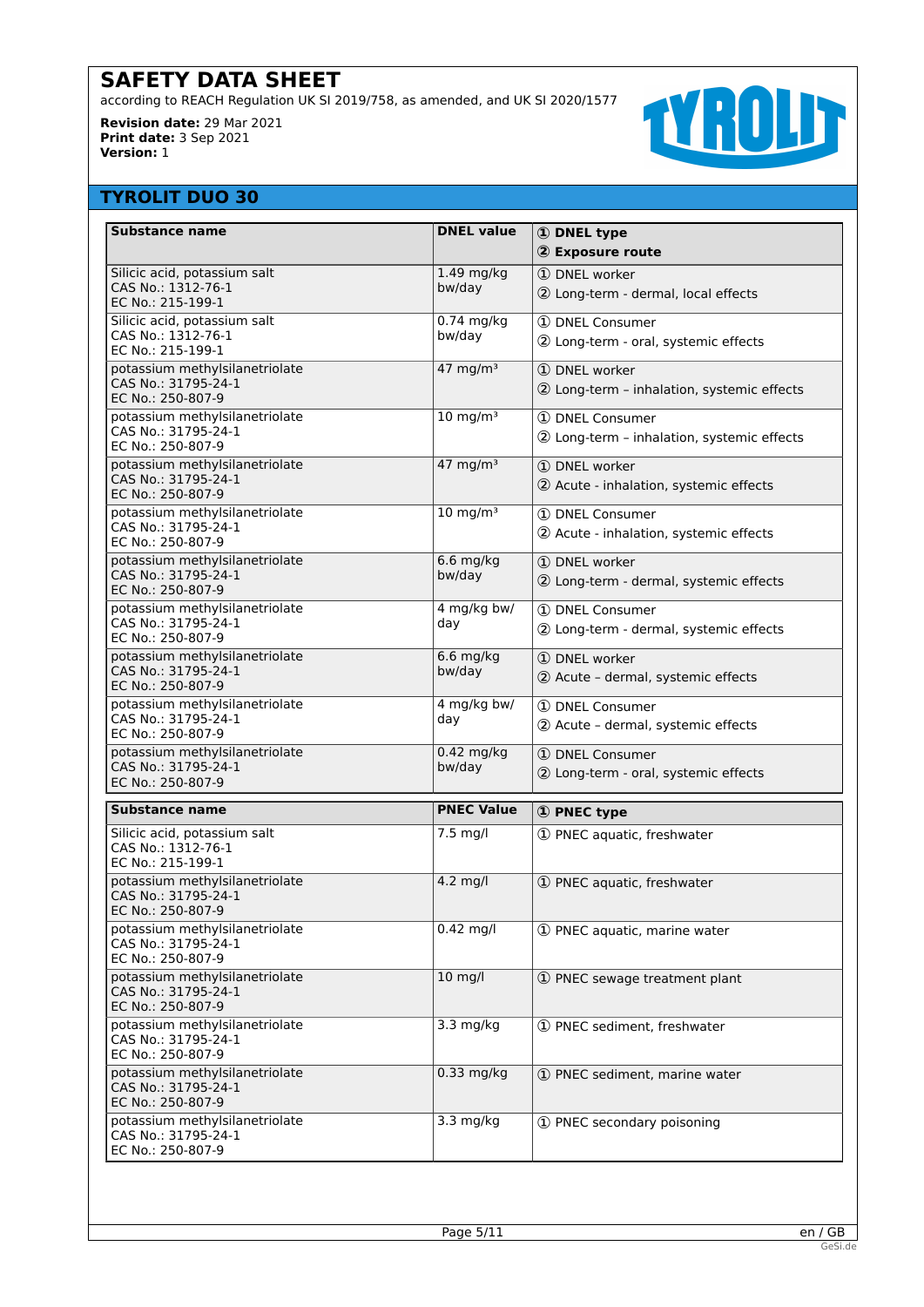# SAFETY DATA SHEET

according to REACH Regulation UK SI 2019/758, as amended, and UK SI 2020/1577

**Revision date:** 29 Mar 2021
**Print date:** 3 Sep 2021
**Version:** 1

## TYROLIT DUO 30

| Substance name | DNEL value | ① DNEL type<br>② Exposure route |
|---|---|---|
| Silicic acid, potassium salt<br>CAS No.: 1312-76-1<br>EC No.: 215-199-1 | 1.49 mg/kg bw/day | ① DNEL worker<br>② Long-term - dermal, local effects |
| Silicic acid, potassium salt<br>CAS No.: 1312-76-1<br>EC No.: 215-199-1 | 0.74 mg/kg bw/day | ① DNEL Consumer<br>② Long-term - oral, systemic effects |
| potassium methylsilanetriolate<br>CAS No.: 31795-24-1<br>EC No.: 250-807-9 | 47 mg/m³ | ① DNEL worker<br>② Long-term – inhalation, systemic effects |
| potassium methylsilanetriolate<br>CAS No.: 31795-24-1<br>EC No.: 250-807-9 | 10 mg/m³ | ① DNEL Consumer<br>② Long-term – inhalation, systemic effects |
| potassium methylsilanetriolate<br>CAS No.: 31795-24-1<br>EC No.: 250-807-9 | 47 mg/m³ | ① DNEL worker<br>② Acute - inhalation, systemic effects |
| potassium methylsilanetriolate<br>CAS No.: 31795-24-1<br>EC No.: 250-807-9 | 10 mg/m³ | ① DNEL Consumer<br>② Acute - inhalation, systemic effects |
| potassium methylsilanetriolate<br>CAS No.: 31795-24-1<br>EC No.: 250-807-9 | 6.6 mg/kg bw/day | ① DNEL worker<br>② Long-term - dermal, systemic effects |
| potassium methylsilanetriolate<br>CAS No.: 31795-24-1<br>EC No.: 250-807-9 | 4 mg/kg bw/day | ① DNEL Consumer<br>② Long-term - dermal, systemic effects |
| potassium methylsilanetriolate<br>CAS No.: 31795-24-1<br>EC No.: 250-807-9 | 6.6 mg/kg bw/day | ① DNEL worker<br>② Acute – dermal, systemic effects |
| potassium methylsilanetriolate<br>CAS No.: 31795-24-1<br>EC No.: 250-807-9 | 4 mg/kg bw/day | ① DNEL Consumer<br>② Acute – dermal, systemic effects |
| potassium methylsilanetriolate<br>CAS No.: 31795-24-1<br>EC No.: 250-807-9 | 0.42 mg/kg bw/day | ① DNEL Consumer<br>② Long-term - oral, systemic effects |

| Substance name | PNEC Value | ① PNEC type |
|---|---|---|
| Silicic acid, potassium salt<br>CAS No.: 1312-76-1<br>EC No.: 215-199-1 | 7.5 mg/l | ① PNEC aquatic, freshwater |
| potassium methylsilanetriolate<br>CAS No.: 31795-24-1<br>EC No.: 250-807-9 | 4.2 mg/l | ① PNEC aquatic, freshwater |
| potassium methylsilanetriolate<br>CAS No.: 31795-24-1<br>EC No.: 250-807-9 | 0.42 mg/l | ① PNEC aquatic, marine water |
| potassium methylsilanetriolate<br>CAS No.: 31795-24-1<br>EC No.: 250-807-9 | 10 mg/l | ① PNEC sewage treatment plant |
| potassium methylsilanetriolate<br>CAS No.: 31795-24-1<br>EC No.: 250-807-9 | 3.3 mg/kg | ① PNEC sediment, freshwater |
| potassium methylsilanetriolate<br>CAS No.: 31795-24-1<br>EC No.: 250-807-9 | 0.33 mg/kg | ① PNEC sediment, marine water |
| potassium methylsilanetriolate<br>CAS No.: 31795-24-1<br>EC No.: 250-807-9 | 3.3 mg/kg | ① PNEC secondary poisoning |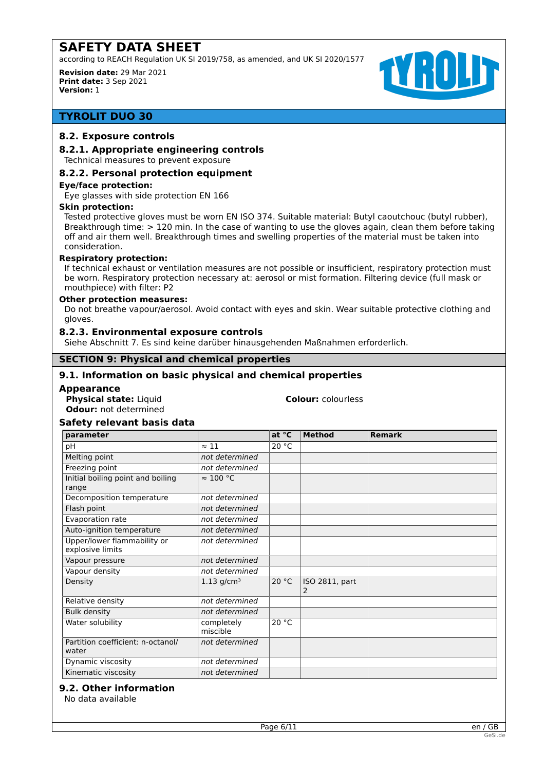## 8.2. Exposure controls

### 8.2.1. Appropriate engineering controls

Technical measures to prevent exposure

### 8.2.2. Personal protection equipment

**Eye/face protection:**

Eye glasses with side protection EN 166

**Skin protection:**

Tested protective gloves must be worn EN ISO 374. Suitable material: Butyl caoutchouc (butyl rubber), Breakthrough time: > 120 min. In the case of wanting to use the gloves again, clean them before taking off and air them well. Breakthrough times and swelling properties of the material must be taken into consideration.

**Respiratory protection:**

If technical exhaust or ventilation measures are not possible or insufficient, respiratory protection must be worn. Respiratory protection necessary at: aerosol or mist formation. Filtering device (full mask or mouthpiece) with filter: P2

**Other protection measures:**

Do not breathe vapour/aerosol. Avoid contact with eyes and skin. Wear suitable protective clothing and gloves.

### 8.2.3. Environmental exposure controls

Siehe Abschnitt 7. Es sind keine darüber hinausgehenden Maßnahmen erforderlich.

## SECTION 9: Physical and chemical properties

### 9.1. Information on basic physical and chemical properties

**Appearance**

**Physical state:** Liquid

**Colour:** colourless

**Odour:** not determined

**Safety relevant basis data**

| parameter | | at °C | Method | Remark |
|---|---|---|---|---|
| pH | ≈ 11 | 20 °C | | |
| Melting point | *not determined* | | | |
| Freezing point | *not determined* | | | |
| Initial boiling point and boiling range | ≈ 100 °C | | | |
| Decomposition temperature | *not determined* | | | |
| Flash point | *not determined* | | | |
| Evaporation rate | *not determined* | | | |
| Auto-ignition temperature | *not determined* | | | |
| Upper/lower flammability or explosive limits | *not determined* | | | |
| Vapour pressure | *not determined* | | | |
| Vapour density | *not determined* | | | |
| Density | 1.13 g/cm³ | 20 °C | ISO 2811, part 2 | |
| Relative density | *not determined* | | | |
| Bulk density | *not determined* | | | |
| Water solubility | completely miscible | 20 °C | | |
| Partition coefficient: n-octanol/water | *not determined* | | | |
| Dynamic viscosity | *not determined* | | | |
| Kinematic viscosity | *not determined* | | | |

### 9.2. Other information

No data available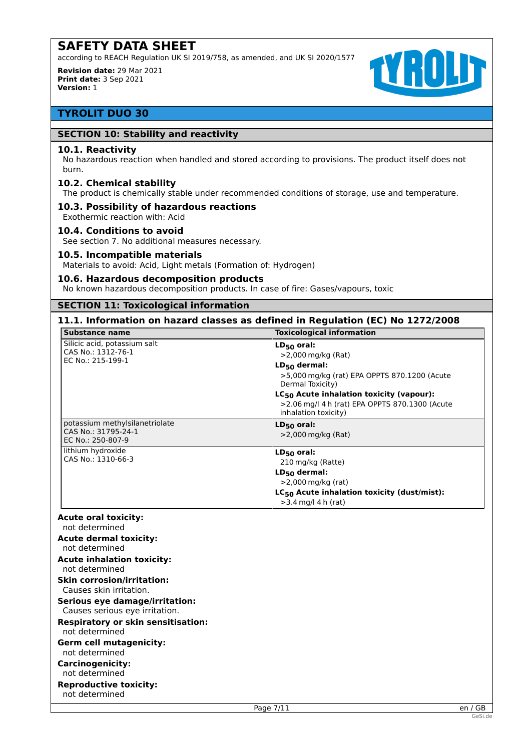# SAFETY DATA SHEET

according to REACH Regulation UK SI 2019/758, as amended, and UK SI 2020/1577

**Revision date:** 29 Mar 2021
**Print date:** 3 Sep 2021
**Version:** 1

## TYROLIT DUO 30

## SECTION 10: Stability and reactivity

### 10.1. Reactivity

No hazardous reaction when handled and stored according to provisions. The product itself does not burn.

### 10.2. Chemical stability

The product is chemically stable under recommended conditions of storage, use and temperature.

### 10.3. Possibility of hazardous reactions

Exothermic reaction with: Acid

### 10.4. Conditions to avoid

See section 7. No additional measures necessary.

### 10.5. Incompatible materials

Materials to avoid: Acid, Light metals (Formation of: Hydrogen)

### 10.6. Hazardous decomposition products

No known hazardous decomposition products. In case of fire: Gases/vapours, toxic

## SECTION 11: Toxicological information

### 11.1. Information on hazard classes as defined in Regulation (EC) No 1272/2008

| Substance name | Toxicological information |
|---|---|
| Silicic acid, potassium salt<br>CAS No.: 1312-76-1<br>EC No.: 215-199-1 | **$LD_{50}$ oral:**<br>>2,000 mg/kg (Rat)<br>**$LD_{50}$ dermal:**<br>>5,000 mg/kg (rat) EPA OPPTS 870.1200 (Acute Dermal Toxicity)<br>**$LC_{50}$ Acute inhalation toxicity (vapour):**<br>>2.06 mg/l 4 h (rat) EPA OPPTS 870.1300 (Acute inhalation toxicity) |
| potassium methylsilanetriolate<br>CAS No.: 31795-24-1<br>EC No.: 250-807-9 | **$LD_{50}$ oral:**<br>>2,000 mg/kg (Rat) |
| lithium hydroxide<br>CAS No.: 1310-66-3 | **$LD_{50}$ oral:**<br>210 mg/kg (Ratte)<br>**$LD_{50}$ dermal:**<br>>2,000 mg/kg (rat)<br>**$LC_{50}$ Acute inhalation toxicity (dust/mist):**<br>>3.4 mg/l 4 h (rat) |

**Acute oral toxicity:**
not determined

**Acute dermal toxicity:**
not determined

**Acute inhalation toxicity:**
not determined

**Skin corrosion/irritation:**
Causes skin irritation.

**Serious eye damage/irritation:**
Causes serious eye irritation.

**Respiratory or skin sensitisation:**
not determined

**Germ cell mutagenicity:**
not determined

**Carcinogenicity:**
not determined

**Reproductive toxicity:**
not determined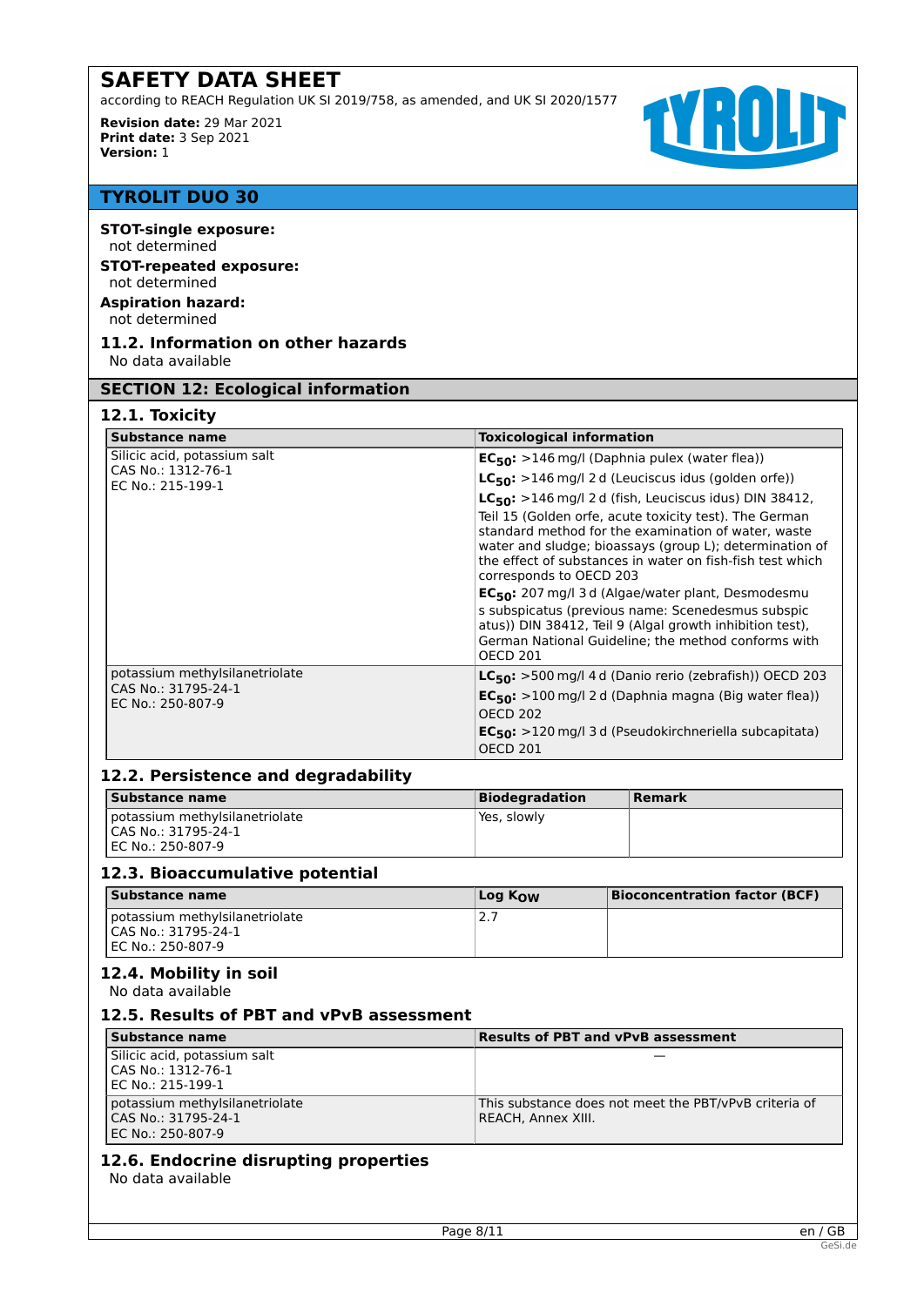**STOT-single exposure:**
not determined

**STOT-repeated exposure:**
not determined

**Aspiration hazard:**
not determined

### 11.2. Information on other hazards

No data available

## SECTION 12: Ecological information

### 12.1. Toxicity

| Substance name | Toxicological information |
|---|---|
| Silicic acid, potassium salt<br>CAS No.: 1312-76-1<br>EC No.: 215-199-1 | **$EC_{50}$:** >146 mg/l (Daphnia pulex (water flea))<br>**$LC_{50}$:** >146 mg/l 2 d (Leuciscus idus (golden orfe))<br>**$LC_{50}$:** >146 mg/l 2 d (fish, Leuciscus idus) DIN 38412, Teil 15 (Golden orfe, acute toxicity test). The German standard method for the examination of water, waste water and sludge; bioassays (group L); determination of the effect of substances in water on fish-fish test which corresponds to OECD 203<br>**$EC_{50}$:** 207 mg/l 3 d (Algae/water plant, Desmodesmus subspicatus (previous name: Scenedesmus subspicatus)) DIN 38412, Teil 9 (Algal growth inhibition test), German National Guideline; the method conforms with OECD 201 |
| potassium methylsilanetriolate<br>CAS No.: 31795-24-1<br>EC No.: 250-807-9 | **$LC_{50}$:** >500 mg/l 4 d (Danio rerio (zebrafish)) OECD 203<br>**$EC_{50}$:** >100 mg/l 2 d (Daphnia magna (Big water flea)) OECD 202<br>**$EC_{50}$:** >120 mg/l 3 d (Pseudokirchneriella subcapitata) OECD 201 |

### 12.2. Persistence and degradability

| Substance name | Biodegradation | Remark |
|---|---|---|
| potassium methylsilanetriolate<br>CAS No.: 31795-24-1<br>EC No.: 250-807-9 | Yes, slowly | |

### 12.3. Bioaccumulative potential

| Substance name | Log $K_{OW}$ | Bioconcentration factor (BCF) |
|---|---|---|
| potassium methylsilanetriolate<br>CAS No.: 31795-24-1<br>EC No.: 250-807-9 | 2.7 | |

### 12.4. Mobility in soil

No data available

### 12.5. Results of PBT and vPvB assessment

| Substance name | Results of PBT and vPvB assessment |
|---|---|
| Silicic acid, potassium salt<br>CAS No.: 1312-76-1<br>EC No.: 215-199-1 | — |
| potassium methylsilanetriolate<br>CAS No.: 31795-24-1<br>EC No.: 250-807-9 | This substance does not meet the PBT/vPvB criteria of REACH, Annex XIII. |

### 12.6. Endocrine disrupting properties

No data available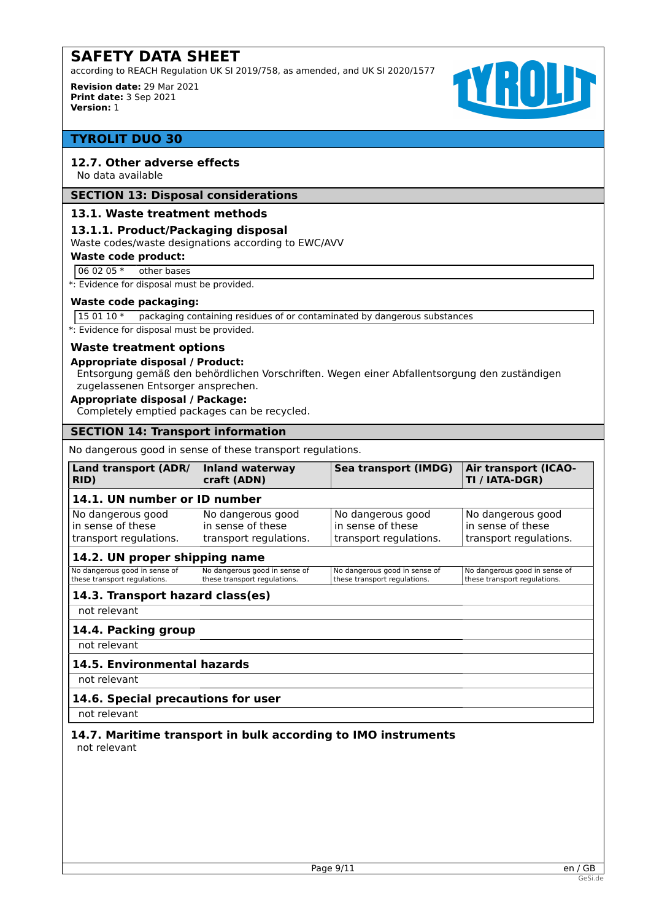# SAFETY DATA SHEET

according to REACH Regulation UK SI 2019/758, as amended, and UK SI 2020/1577

**Revision date:** 29 Mar 2021
**Print date:** 3 Sep 2021
**Version:** 1

## TYROLIT DUO 30

### 12.7. Other adverse effects

No data available

## SECTION 13: Disposal considerations

### 13.1. Waste treatment methods

### 13.1.1. Product/Packaging disposal

Waste codes/waste designations according to EWC/AVV

**Waste code product:**

| 06 02 05 * | other bases |
|---|---|

*: Evidence for disposal must be provided.

**Waste code packaging:**

| 15 01 10 * | packaging containing residues of or contaminated by dangerous substances |
|---|---|

*: Evidence for disposal must be provided.

### Waste treatment options

**Appropriate disposal / Product:**

Entsorgung gemäß den behördlichen Vorschriften. Wegen einer Abfallentsorgung den zuständigen zugelassenen Entsorger ansprechen.

**Appropriate disposal / Package:**

Completely emptied packages can be recycled.

## SECTION 14: Transport information

No dangerous good in sense of these transport regulations.

| Land transport (ADR/ RID) | Inland waterway craft (ADN) | Sea transport (IMDG) | Air transport (ICAO-TI / IATA-DGR) |
|---|---|---|---|
| **14.1. UN number or ID number** | | | |
| No dangerous good in sense of these transport regulations. | No dangerous good in sense of these transport regulations. | No dangerous good in sense of these transport regulations. | No dangerous good in sense of these transport regulations. |
| **14.2. UN proper shipping name** | | | |
| No dangerous good in sense of these transport regulations. | No dangerous good in sense of these transport regulations. | No dangerous good in sense of these transport regulations. | No dangerous good in sense of these transport regulations. |
| **14.3. Transport hazard class(es)** | | | |
| not relevant | | | |
| **14.4. Packing group** | | | |
| not relevant | | | |
| **14.5. Environmental hazards** | | | |
| not relevant | | | |
| **14.6. Special precautions for user** | | | |
| not relevant | | | |

### 14.7. Maritime transport in bulk according to IMO instruments

not relevant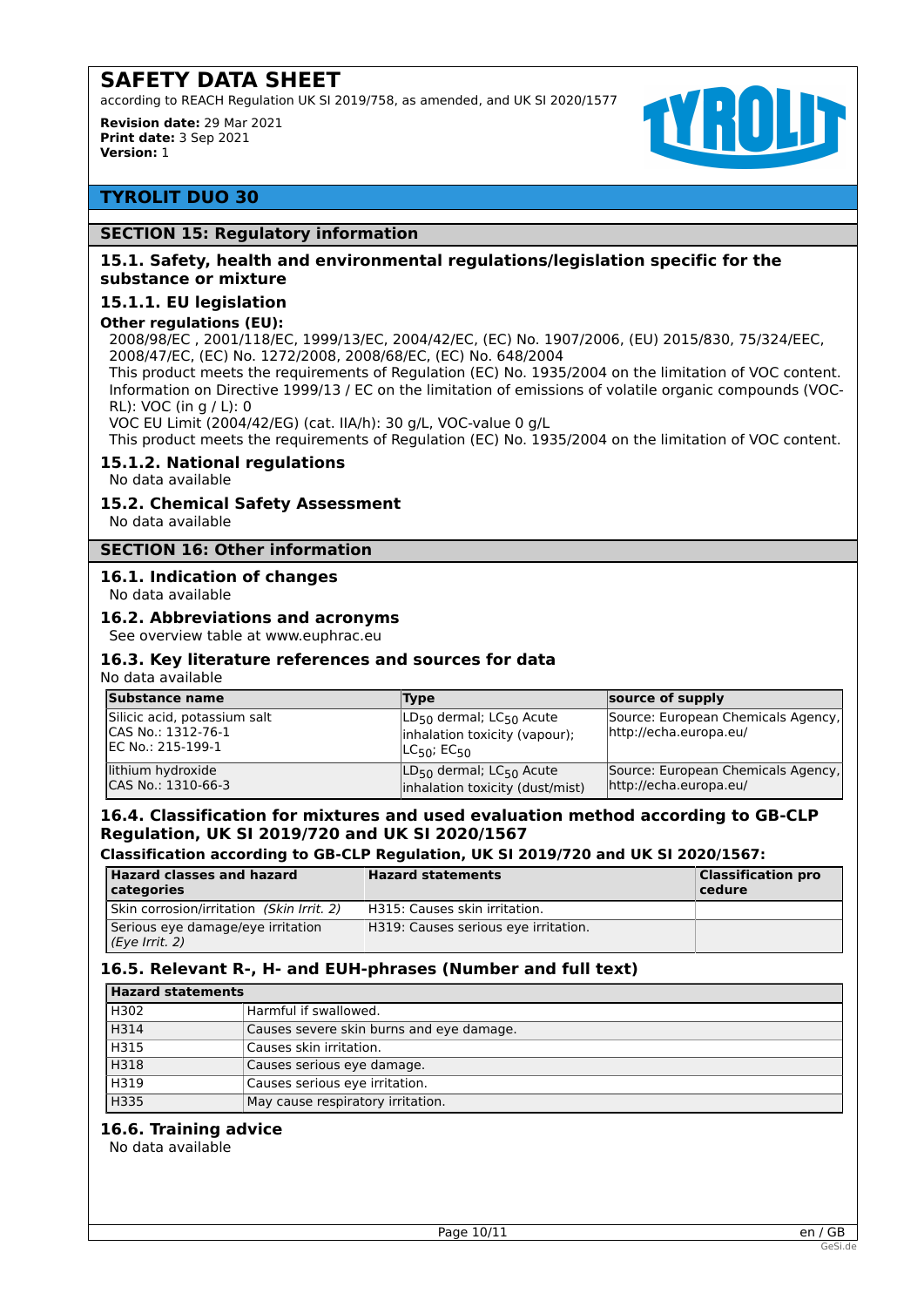# SAFETY DATA SHEET

according to REACH Regulation UK SI 2019/758, as amended, and UK SI 2020/1577

**Revision date:** 29 Mar 2021
**Print date:** 3 Sep 2021
**Version:** 1

## TYROLIT DUO 30

## SECTION 15: Regulatory information

### 15.1. Safety, health and environmental regulations/legislation specific for the substance or mixture

### 15.1.1. EU legislation

**Other regulations (EU):**

2008/98/EC , 2001/118/EC, 1999/13/EC, 2004/42/EC, (EC) No. 1907/2006, (EU) 2015/830, 75/324/EEC, 2008/47/EC, (EC) No. 1272/2008, 2008/68/EC, (EC) No. 648/2004

This product meets the requirements of Regulation (EC) No. 1935/2004 on the limitation of VOC content.

Information on Directive 1999/13 / EC on the limitation of emissions of volatile organic compounds (VOC-RL): VOC (in g / L): 0

VOC EU Limit (2004/42/EG) (cat. IIA/h): 30 g/L, VOC-value 0 g/L

This product meets the requirements of Regulation (EC) No. 1935/2004 on the limitation of VOC content.

### 15.1.2. National regulations

No data available

### 15.2. Chemical Safety Assessment

No data available

## SECTION 16: Other information

### 16.1. Indication of changes

No data available

### 16.2. Abbreviations and acronyms

See overview table at www.euphrac.eu

### 16.3. Key literature references and sources for data

No data available

| Substance name | Type | source of supply |
| --- | --- | --- |
| Silicic acid, potassium salt<br>CAS No.: 1312-76-1<br>EC No.: 215-199-1 | $LD_{50}$ dermal; $LC_{50}$ Acute inhalation toxicity (vapour); $LC_{50}$; $EC_{50}$ | Source: European Chemicals Agency, http://echa.europa.eu/ |
| lithium hydroxide<br>CAS No.: 1310-66-3 | $LD_{50}$ dermal; $LC_{50}$ Acute inhalation toxicity (dust/mist) | Source: European Chemicals Agency, http://echa.europa.eu/ |

### 16.4. Classification for mixtures and used evaluation method according to GB-CLP Regulation, UK SI 2019/720 and UK SI 2020/1567

**Classification according to GB-CLP Regulation, UK SI 2019/720 and UK SI 2020/1567:**

| Hazard classes and hazard categories | Hazard statements | Classification procedure |
| --- | --- | --- |
| Skin corrosion/irritation *(Skin Irrit. 2)* | H315: Causes skin irritation. | |
| Serious eye damage/eye irritation *(Eye Irrit. 2)* | H319: Causes serious eye irritation. | |

### 16.5. Relevant R-, H- and EUH-phrases (Number and full text)

| Hazard statements | |
| --- | --- |
| H302 | Harmful if swallowed. |
| H314 | Causes severe skin burns and eye damage. |
| H315 | Causes skin irritation. |
| H318 | Causes serious eye damage. |
| H319 | Causes serious eye irritation. |
| H335 | May cause respiratory irritation. |

### 16.6. Training advice

No data available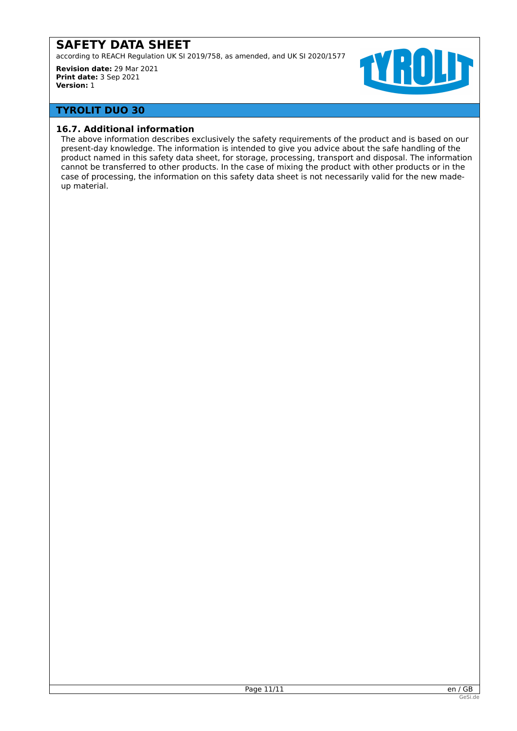## 16.7. Additional information

The above information describes exclusively the safety requirements of the product and is based on our present-day knowledge. The information is intended to give you advice about the safe handling of the product named in this safety data sheet, for storage, processing, transport and disposal. The information cannot be transferred to other products. In the case of mixing the product with other products or in the case of processing, the information on this safety data sheet is not necessarily valid for the new made-up material.